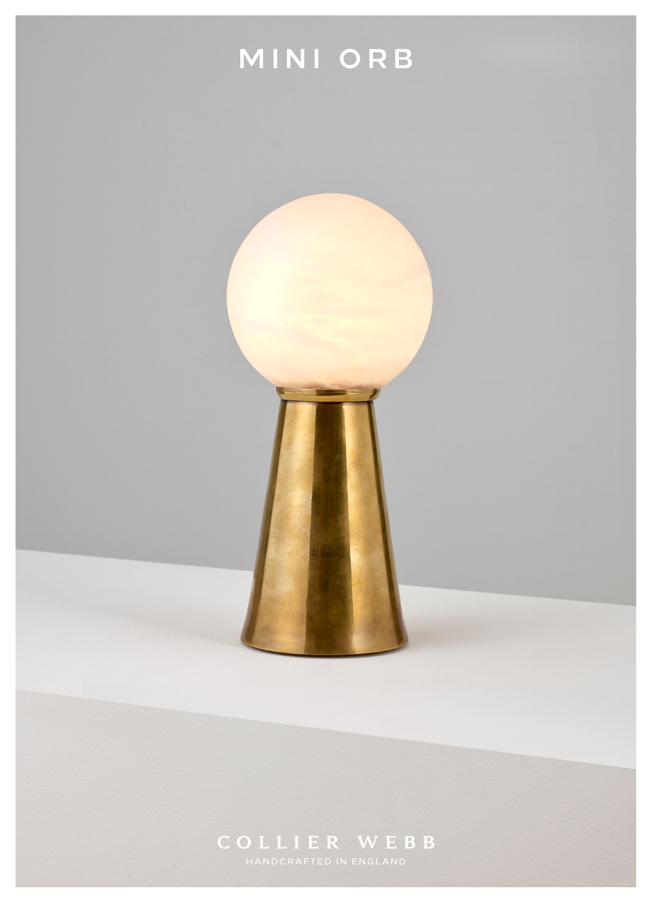# MINI ORB

COLLIER WEBB

HANDCRAFTED IN ENGLAND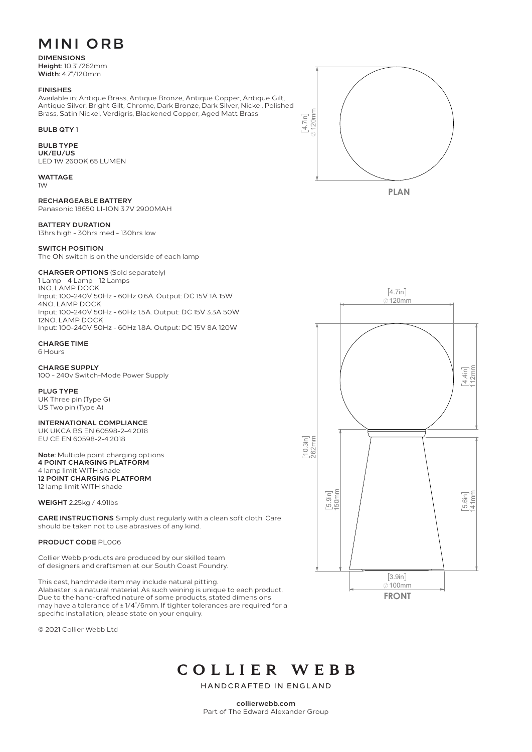# MINI ORB

**DIMENSIONS**
**Height:** 10.3"/262mm
**Width:** 4.7"/120mm

**FINISHES**
Available in: Antique Brass, Antique Bronze, Antique Copper, Antique Gilt, Antique Silver, Bright Gilt, Chrome, Dark Bronze, Dark Silver, Nickel, Polished Brass, Satin Nickel, Verdigris, Blackened Copper, Aged Matt Brass

**BULB QTY** 1

**BULB TYPE**
**UK/EU/US**
LED 1W 2600K 65 LUMEN

**WATTAGE**
1W

**RECHARGEABLE BATTERY**
Panasonic 18650 LI-ION 3.7V 2900MAH

**BATTERY DURATION**
13hrs high - 30hrs med - 130hrs low

**SWITCH POSITION**
The ON switch is on the underside of each lamp

**CHARGER OPTIONS** (Sold separately)
1 Lamp - 4 Lamp - 12 Lamps
1NO. LAMP DOCK
Input: 100-240V 50Hz - 60Hz 0.6A. Output: DC 15V 1A 15W
4NO. LAMP DOCK
Input: 100-240V 50Hz - 60Hz 1.5A. Output: DC 15V 3.3A 50W
12NO. LAMP DOCK
Input: 100-240V 50Hz - 60Hz 1.8A. Output: DC 15V 8A 120W

**CHARGE TIME**
6 Hours

**CHARGE SUPPLY**
100 - 240v Switch-Mode Power Supply

**PLUG TYPE**
UK Three pin (Type G)
US Two pin (Type A)

**INTERNATIONAL COMPLIANCE**
UK UKCA BS EN 60598-2-4:2018
EU CE EN 60598-2-4:2018

**Note:** Multiple point charging options
**4 POINT CHARGING PLATFORM**
4 lamp limit WITH shade
**12 POINT CHARGING PLATFORM**
12 lamp limit WITH shade

**WEIGHT** 2.25kg / 4.91lbs

**CARE INSTRUCTIONS** Simply dust regularly with a clean soft cloth. Care should be taken not to use abrasives of any kind.

**PRODUCT CODE** PL006

Collier Webb products are produced by our skilled team of designers and craftsmen at our South Coast Foundry.

This cast, handmade item may include natural pitting.
Alabaster is a natural material. As such veining is unique to each product.
Due to the hand-crafted nature of some products, stated dimensions may have a tolerance of ± 1/4"/6mm. If tighter tolerances are required for a specific installation, please state on your enquiry.

© 2021 Collier Webb Ltd

[4.7in]
∅120mm

PLAN

[4.7in]
∅120mm

[4.4in]
112mm

[10.3in]
262mm

[5.9in]
150mm

[5.6in]
141mm

[3.9in]
∅100mm

FRONT

COLLIER WEBB
HANDCRAFTED IN ENGLAND

**collierwebb.com**
Part of The Edward Alexander Group